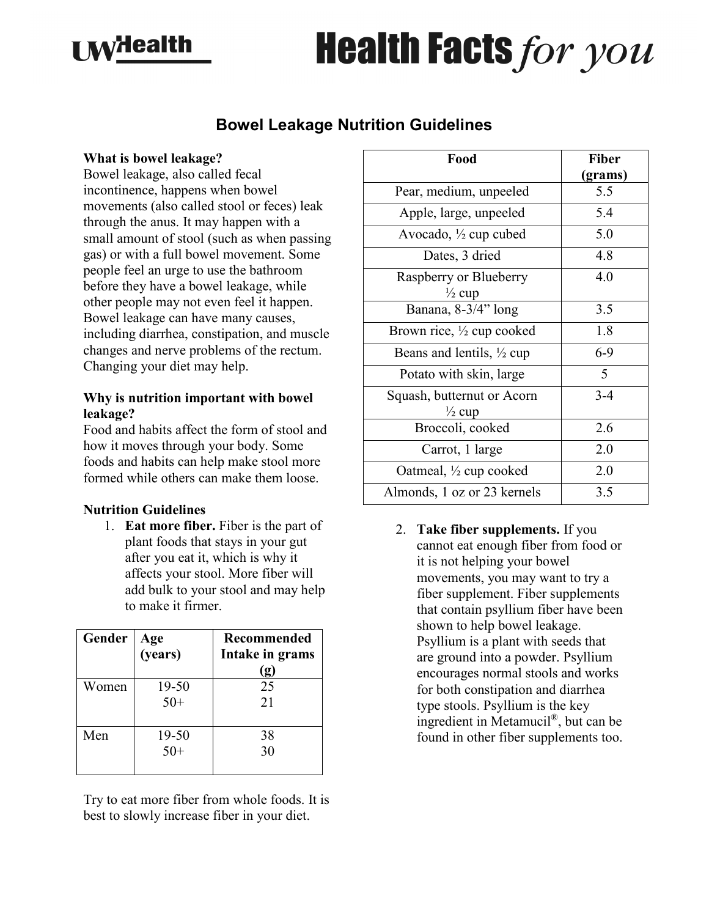# Bowel Leakage Nutrition Guidelines

**What is bowel leakage?**
Bowel leakage, also called fecal incontinence, happens when bowel movements (also called stool or feces) leak through the anus. It may happen with a small amount of stool (such as when passing gas) or with a full bowel movement. Some people feel an urge to use the bathroom before they have a bowel leakage, while other people may not even feel it happen. Bowel leakage can have many causes, including diarrhea, constipation, and muscle changes and nerve problems of the rectum. Changing your diet may help.

**Why is nutrition important with bowel leakage?**
Food and habits affect the form of stool and how it moves through your body. Some foods and habits can help make stool more formed while others can make them loose.

**Nutrition Guidelines**

1. **Eat more fiber.** Fiber is the part of plant foods that stays in your gut after you eat it, which is why it affects your stool. More fiber will add bulk to your stool and may help to make it firmer.

| Gender | Age (years) | Recommended Intake in grams (g) |
|---|---|---|
| Women | 19-50<br>50+ | 25<br>21 |
| Men | 19-50<br>50+ | 38<br>30 |

Try to eat more fiber from whole foods. It is best to slowly increase fiber in your diet.

| Food | Fiber (grams) |
|---|---|
| Pear, medium, unpeeled | 5.5 |
| Apple, large, unpeeled | 5.4 |
| Avocado, ½ cup cubed | 5.0 |
| Dates, 3 dried | 4.8 |
| Raspberry or Blueberry ½ cup | 4.0 |
| Banana, 8-3/4" long | 3.5 |
| Brown rice, ½ cup cooked | 1.8 |
| Beans and lentils, ½ cup | 6-9 |
| Potato with skin, large | 5 |
| Squash, butternut or Acorn ½ cup | 3-4 |
| Broccoli, cooked | 2.6 |
| Carrot, 1 large | 2.0 |
| Oatmeal, ½ cup cooked | 2.0 |
| Almonds, 1 oz or 23 kernels | 3.5 |

2. **Take fiber supplements.** If you cannot eat enough fiber from food or it is not helping your bowel movements, you may want to try a fiber supplement. Fiber supplements that contain psyllium fiber have been shown to help bowel leakage. Psyllium is a plant with seeds that are ground into a powder. Psyllium encourages normal stools and works for both constipation and diarrhea type stools. Psyllium is the key ingredient in Metamucil®, but can be found in other fiber supplements too.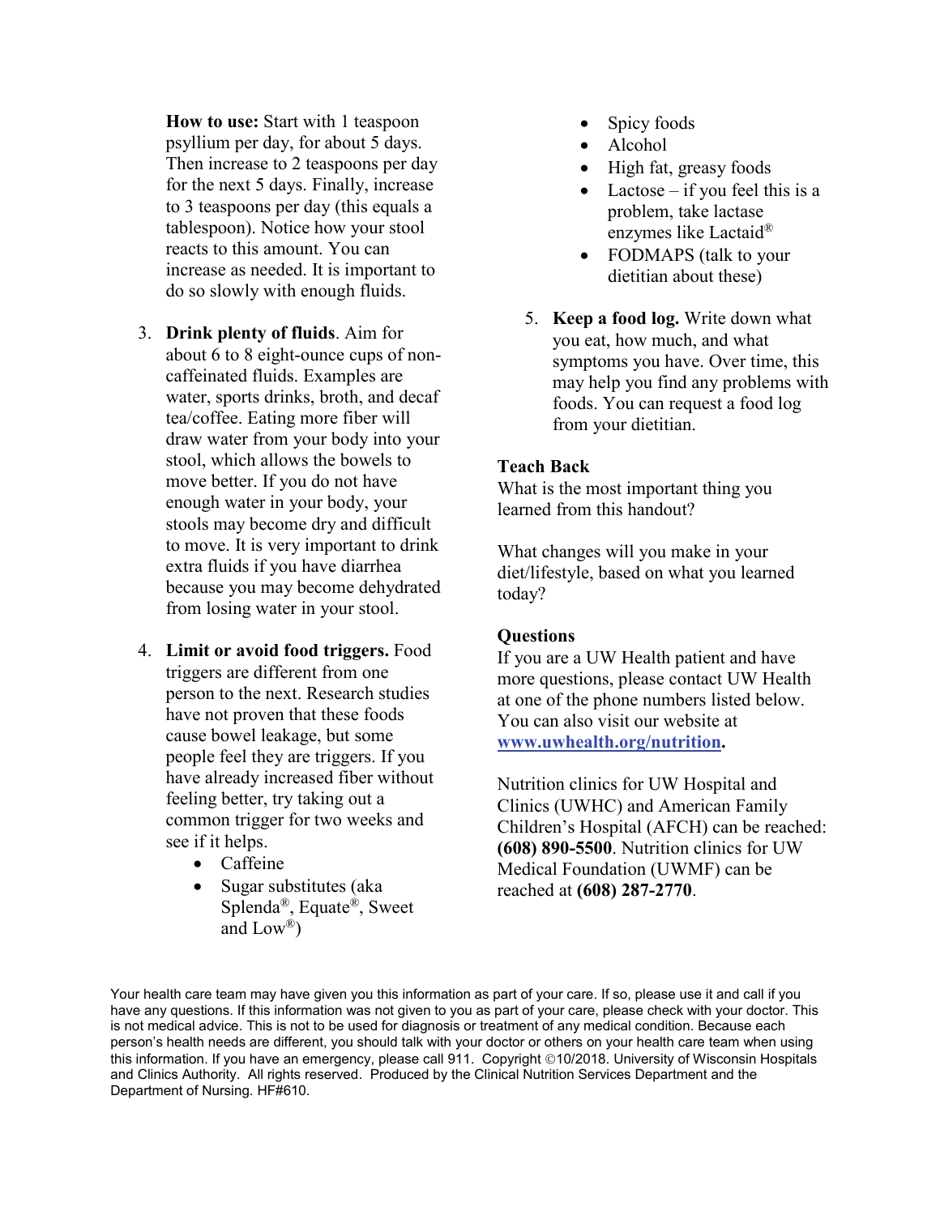**How to use:** Start with 1 teaspoon psyllium per day, for about 5 days. Then increase to 2 teaspoons per day for the next 5 days. Finally, increase to 3 teaspoons per day (this equals a tablespoon). Notice how your stool reacts to this amount. You can increase as needed. It is important to do so slowly with enough fluids.

3. **Drink plenty of fluids**. Aim for about 6 to 8 eight-ounce cups of non-caffeinated fluids. Examples are water, sports drinks, broth, and decaf tea/coffee. Eating more fiber will draw water from your body into your stool, which allows the bowels to move better. If you do not have enough water in your body, your stools may become dry and difficult to move. It is very important to drink extra fluids if you have diarrhea because you may become dehydrated from losing water in your stool.

4. **Limit or avoid food triggers.** Food triggers are different from one person to the next. Research studies have not proven that these foods cause bowel leakage, but some people feel they are triggers. If you have already increased fiber without feeling better, try taking out a common trigger for two weeks and see if it helps.
   - Caffeine
   - Sugar substitutes (aka Splenda®, Equate®, Sweet and Low®)
   - Spicy foods
   - Alcohol
   - High fat, greasy foods
   - Lactose – if you feel this is a problem, take lactase enzymes like Lactaid®
   - FODMAPS (talk to your dietitian about these)

5. **Keep a food log.** Write down what you eat, how much, and what symptoms you have. Over time, this may help you find any problems with foods. You can request a food log from your dietitian.

**Teach Back**

What is the most important thing you learned from this handout?

What changes will you make in your diet/lifestyle, based on what you learned today?

**Questions**

If you are a UW Health patient and have more questions, please contact UW Health at one of the phone numbers listed below. You can also visit our website at **www.uwhealth.org/nutrition.**

Nutrition clinics for UW Hospital and Clinics (UWHC) and American Family Children's Hospital (AFCH) can be reached: **(608) 890-5500**. Nutrition clinics for UW Medical Foundation (UWMF) can be reached at **(608) 287-2770**.

Your health care team may have given you this information as part of your care. If so, please use it and call if you have any questions. If this information was not given to you as part of your care, please check with your doctor. This is not medical advice. This is not to be used for diagnosis or treatment of any medical condition. Because each person's health needs are different, you should talk with your doctor or others on your health care team when using this information. If you have an emergency, please call 911. Copyright ©10/2018. University of Wisconsin Hospitals and Clinics Authority. All rights reserved. Produced by the Clinical Nutrition Services Department and the Department of Nursing. HF#610.